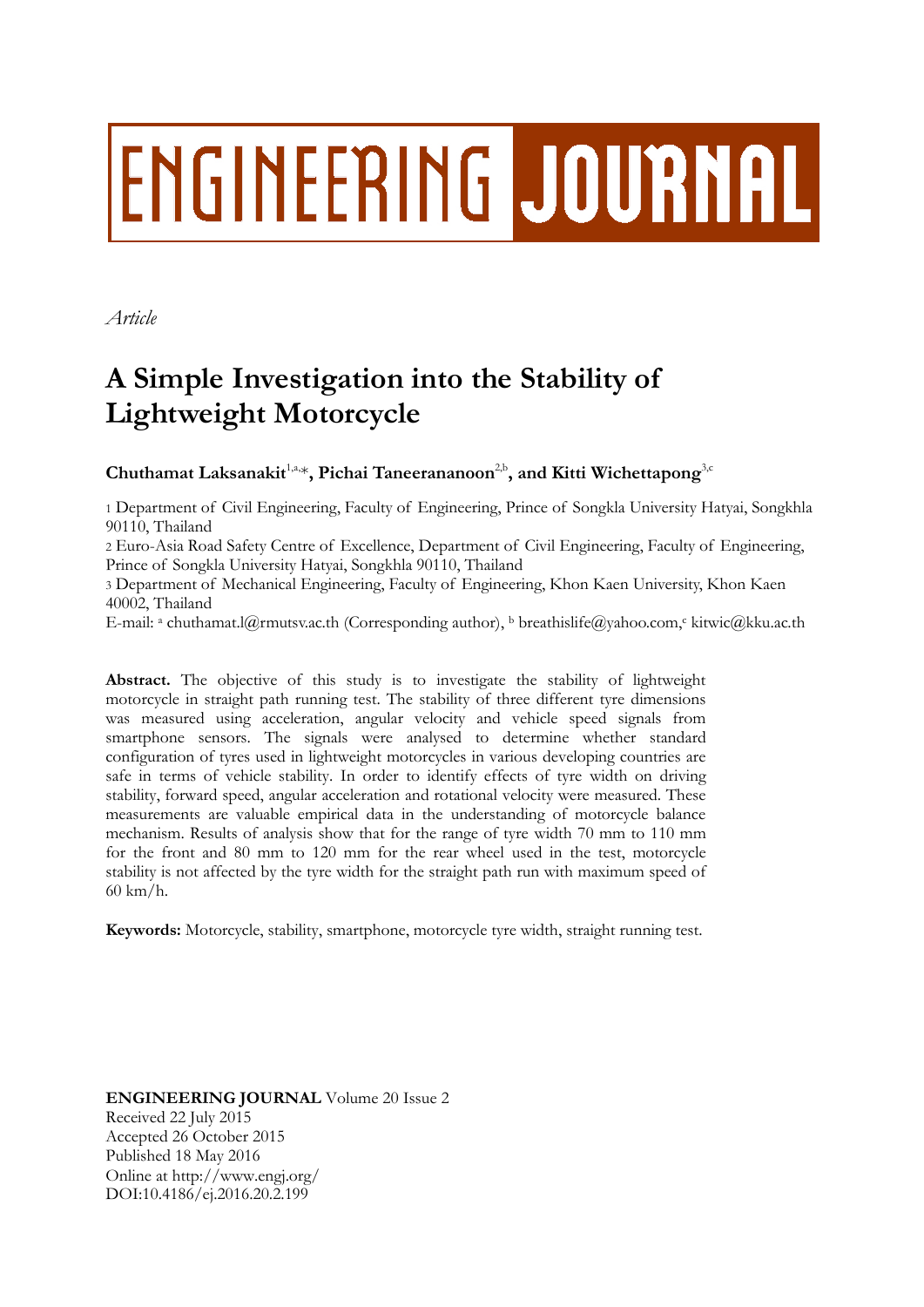# ENGINEERING JOURNAL

*Article*

# A Simple Investigation into the Stability of Lightweight Motorcycle

**Chuthamat Laksanakit**[1,a,*], **Pichai Taneerananon**[2,b], **and Kitti Wichettapong**[3,c]

1 Department of Civil Engineering, Faculty of Engineering, Prince of Songkla University Hatyai, Songkhla 90110, Thailand

2 Euro-Asia Road Safety Centre of Excellence, Department of Civil Engineering, Faculty of Engineering, Prince of Songkla University Hatyai, Songkhla 90110, Thailand

3 Department of Mechanical Engineering, Faculty of Engineering, Khon Kaen University, Khon Kaen 40002, Thailand

E-mail: [a] chuthamat.l@rmutsv.ac.th (Corresponding author), [b] breathislife@yahoo.com, [c] kitwic@kku.ac.th

**Abstract.** The objective of this study is to investigate the stability of lightweight motorcycle in straight path running test. The stability of three different tyre dimensions was measured using acceleration, angular velocity and vehicle speed signals from smartphone sensors. The signals were analysed to determine whether standard configuration of tyres used in lightweight motorcycles in various developing countries are safe in terms of vehicle stability. In order to identify effects of tyre width on driving stability, forward speed, angular acceleration and rotational velocity were measured. These measurements are valuable empirical data in the understanding of motorcycle balance mechanism. Results of analysis show that for the range of tyre width 70 mm to 110 mm for the front and 80 mm to 120 mm for the rear wheel used in the test, motorcycle stability is not affected by the tyre width for the straight path run with maximum speed of 60 km/h.

**Keywords:** Motorcycle, stability, smartphone, motorcycle tyre width, straight running test.

**ENGINEERING JOURNAL** Volume 20 Issue 2
Received 22 July 2015
Accepted 26 October 2015
Published 18 May 2016
Online at http://www.engj.org/
DOI:10.4186/ej.2016.20.2.199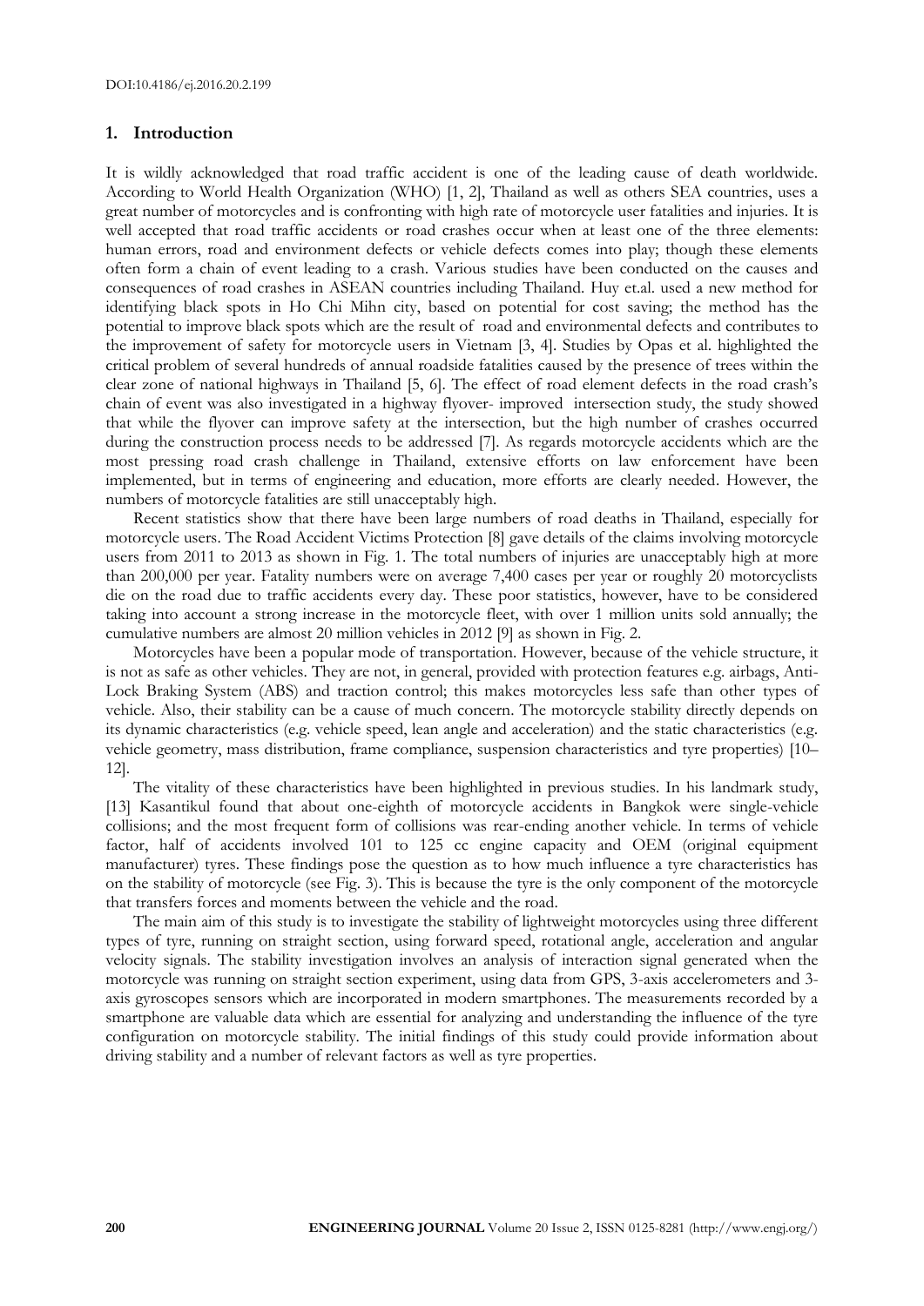## 1. Introduction

It is wildly acknowledged that road traffic accident is one of the leading cause of death worldwide. According to World Health Organization (WHO) [1, 2], Thailand as well as others SEA countries, uses a great number of motorcycles and is confronting with high rate of motorcycle user fatalities and injuries. It is well accepted that road traffic accidents or road crashes occur when at least one of the three elements: human errors, road and environment defects or vehicle defects comes into play; though these elements often form a chain of event leading to a crash. Various studies have been conducted on the causes and consequences of road crashes in ASEAN countries including Thailand. Huy et.al. used a new method for identifying black spots in Ho Chi Mihn city, based on potential for cost saving; the method has the potential to improve black spots which are the result of road and environmental defects and contributes to the improvement of safety for motorcycle users in Vietnam [3, 4]. Studies by Opas et al. highlighted the critical problem of several hundreds of annual roadside fatalities caused by the presence of trees within the clear zone of national highways in Thailand [5, 6]. The effect of road element defects in the road crash's chain of event was also investigated in a highway flyover- improved intersection study, the study showed that while the flyover can improve safety at the intersection, but the high number of crashes occurred during the construction process needs to be addressed [7]. As regards motorcycle accidents which are the most pressing road crash challenge in Thailand, extensive efforts on law enforcement have been implemented, but in terms of engineering and education, more efforts are clearly needed. However, the numbers of motorcycle fatalities are still unacceptably high.

Recent statistics show that there have been large numbers of road deaths in Thailand, especially for motorcycle users. The Road Accident Victims Protection [8] gave details of the claims involving motorcycle users from 2011 to 2013 as shown in Fig. 1. The total numbers of injuries are unacceptably high at more than 200,000 per year. Fatality numbers were on average 7,400 cases per year or roughly 20 motorcyclists die on the road due to traffic accidents every day. These poor statistics, however, have to be considered taking into account a strong increase in the motorcycle fleet, with over 1 million units sold annually; the cumulative numbers are almost 20 million vehicles in 2012 [9] as shown in Fig. 2.

Motorcycles have been a popular mode of transportation. However, because of the vehicle structure, it is not as safe as other vehicles. They are not, in general, provided with protection features e.g. airbags, Anti-Lock Braking System (ABS) and traction control; this makes motorcycles less safe than other types of vehicle. Also, their stability can be a cause of much concern. The motorcycle stability directly depends on its dynamic characteristics (e.g. vehicle speed, lean angle and acceleration) and the static characteristics (e.g. vehicle geometry, mass distribution, frame compliance, suspension characteristics and tyre properties) [10–12].

The vitality of these characteristics have been highlighted in previous studies. In his landmark study, [13] Kasantikul found that about one-eighth of motorcycle accidents in Bangkok were single-vehicle collisions; and the most frequent form of collisions was rear-ending another vehicle. In terms of vehicle factor, half of accidents involved 101 to 125 cc engine capacity and OEM (original equipment manufacturer) tyres. These findings pose the question as to how much influence a tyre characteristics has on the stability of motorcycle (see Fig. 3). This is because the tyre is the only component of the motorcycle that transfers forces and moments between the vehicle and the road.

The main aim of this study is to investigate the stability of lightweight motorcycles using three different types of tyre, running on straight section, using forward speed, rotational angle, acceleration and angular velocity signals. The stability investigation involves an analysis of interaction signal generated when the motorcycle was running on straight section experiment, using data from GPS, 3-axis accelerometers and 3-axis gyroscopes sensors which are incorporated in modern smartphones. The measurements recorded by a smartphone are valuable data which are essential for analyzing and understanding the influence of the tyre configuration on motorcycle stability. The initial findings of this study could provide information about driving stability and a number of relevant factors as well as tyre properties.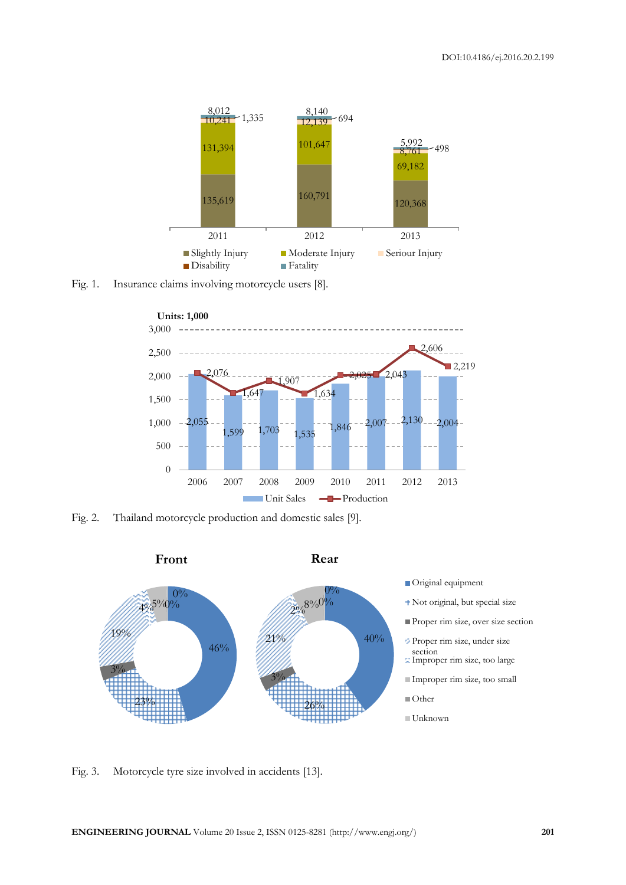Fig. 1. Insurance claims involving motorcycle users [8].

Fig. 2. Thailand motorcycle production and domestic sales [9].

Fig. 3. Motorcycle tyre size involved in accidents [13].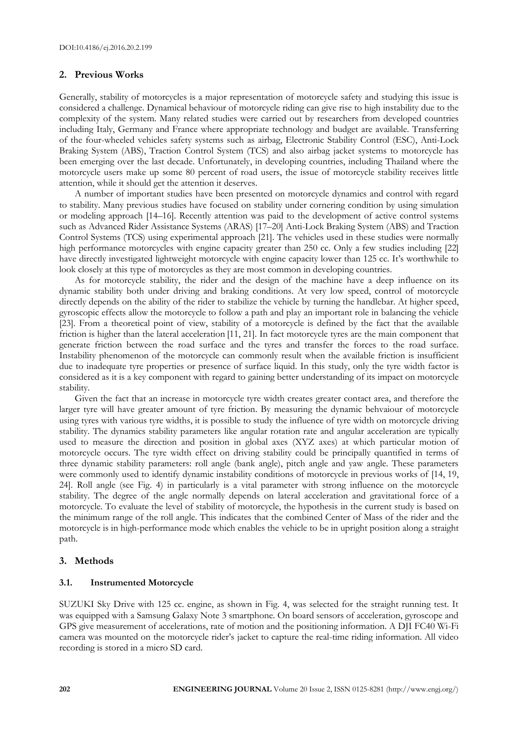## 2. Previous Works

Generally, stability of motorcycles is a major representation of motorcycle safety and studying this issue is considered a challenge. Dynamical behaviour of motorcycle riding can give rise to high instability due to the complexity of the system. Many related studies were carried out by researchers from developed countries including Italy, Germany and France where appropriate technology and budget are available. Transferring of the four-wheeled vehicles safety systems such as airbag, Electronic Stability Control (ESC), Anti-Lock Braking System (ABS), Traction Control System (TCS) and also airbag jacket systems to motorcycle has been emerging over the last decade. Unfortunately, in developing countries, including Thailand where the motorcycle users make up some 80 percent of road users, the issue of motorcycle stability receives little attention, while it should get the attention it deserves.

A number of important studies have been presented on motorcycle dynamics and control with regard to stability. Many previous studies have focused on stability under cornering condition by using simulation or modeling approach [14–16]. Recently attention was paid to the development of active control systems such as Advanced Rider Assistance Systems (ARAS) [17–20] Anti-Lock Braking System (ABS) and Traction Control Systems (TCS) using experimental approach [21]. The vehicles used in these studies were normally high performance motorcycles with engine capacity greater than 250 cc. Only a few studies including [22] have directly investigated lightweight motorcycle with engine capacity lower than 125 cc. It's worthwhile to look closely at this type of motorcycles as they are most common in developing countries.

As for motorcycle stability, the rider and the design of the machine have a deep influence on its dynamic stability both under driving and braking conditions. At very low speed, control of motorcycle directly depends on the ability of the rider to stabilize the vehicle by turning the handlebar. At higher speed, gyroscopic effects allow the motorcycle to follow a path and play an important role in balancing the vehicle [23]. From a theoretical point of view, stability of a motorcycle is defined by the fact that the available friction is higher than the lateral acceleration [11, 21]. In fact motorcycle tyres are the main component that generate friction between the road surface and the tyres and transfer the forces to the road surface. Instability phenomenon of the motorcycle can commonly result when the available friction is insufficient due to inadequate tyre properties or presence of surface liquid. In this study, only the tyre width factor is considered as it is a key component with regard to gaining better understanding of its impact on motorcycle stability.

Given the fact that an increase in motorcycle tyre width creates greater contact area, and therefore the larger tyre will have greater amount of tyre friction. By measuring the dynamic behvaiour of motorcycle using tyres with various tyre widths, it is possible to study the influence of tyre width on motorcycle driving stability. The dynamics stability parameters like angular rotation rate and angular acceleration are typically used to measure the direction and position in global axes (XYZ axes) at which particular motion of motorcycle occurs. The tyre width effect on driving stability could be principally quantified in terms of three dynamic stability parameters: roll angle (bank angle), pitch angle and yaw angle. These parameters were commonly used to identify dynamic instability conditions of motorcycle in previous works of [14, 19, 24]. Roll angle (see Fig. 4) in particularly is a vital parameter with strong influence on the motorcycle stability. The degree of the angle normally depends on lateral acceleration and gravitational force of a motorcycle. To evaluate the level of stability of motorcycle, the hypothesis in the current study is based on the minimum range of the roll angle. This indicates that the combined Center of Mass of the rider and the motorcycle is in high-performance mode which enables the vehicle to be in upright position along a straight path.

## 3. Methods

### 3.1. Instrumented Motorcycle

SUZUKI Sky Drive with 125 cc. engine, as shown in Fig. 4, was selected for the straight running test. It was equipped with a Samsung Galaxy Note 3 smartphone. On board sensors of acceleration, gyroscope and GPS give measurement of accelerations, rate of motion and the positioning information. A DJI FC40 Wi-Fi camera was mounted on the motorcycle rider's jacket to capture the real-time riding information. All video recording is stored in a micro SD card.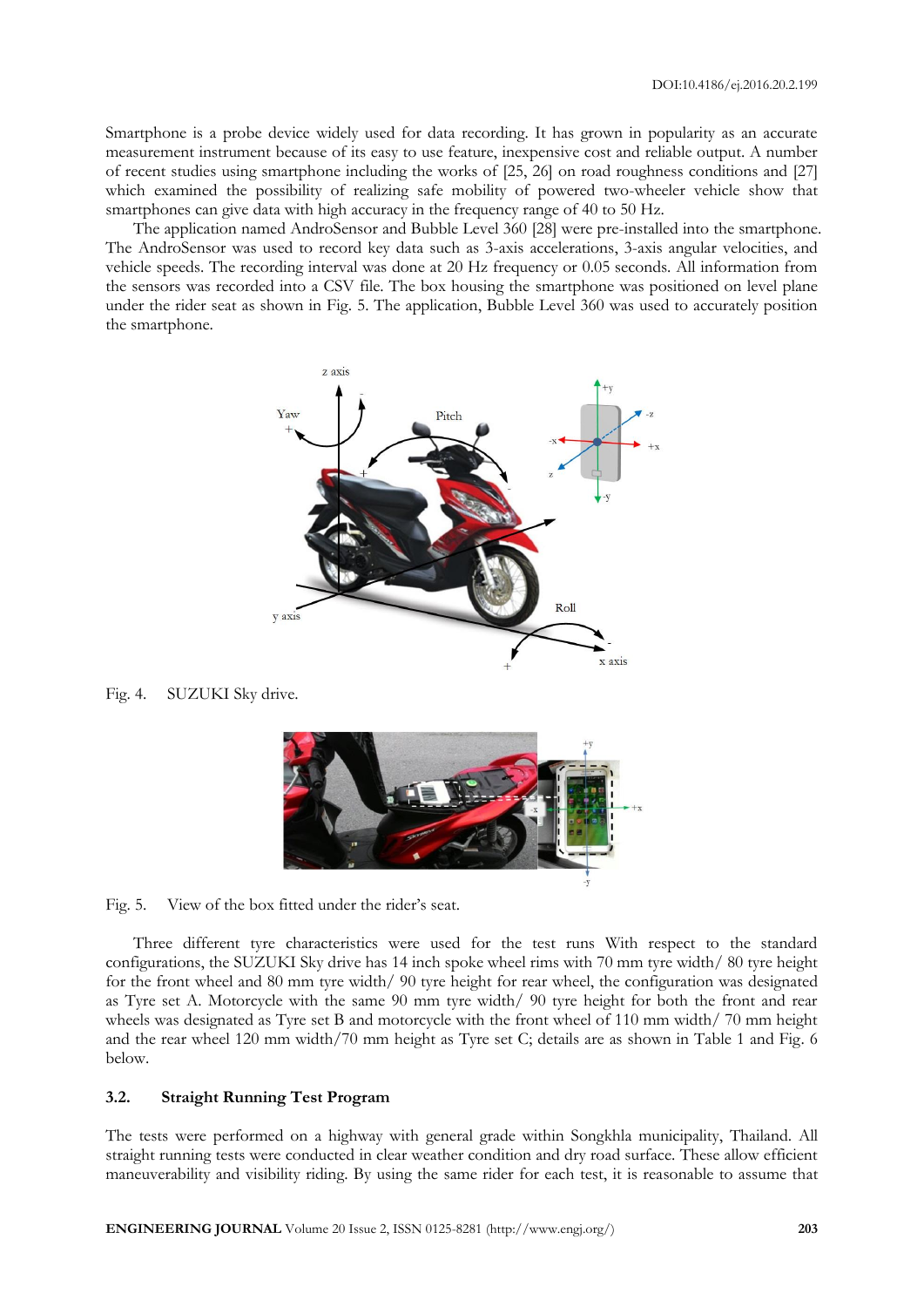Smartphone is a probe device widely used for data recording. It has grown in popularity as an accurate measurement instrument because of its easy to use feature, inexpensive cost and reliable output. A number of recent studies using smartphone including the works of [25, 26] on road roughness conditions and [27] which examined the possibility of realizing safe mobility of powered two-wheeler vehicle show that smartphones can give data with high accuracy in the frequency range of 40 to 50 Hz.

The application named AndroSensor and Bubble Level 360 [28] were pre-installed into the smartphone. The AndroSensor was used to record key data such as 3-axis accelerations, 3-axis angular velocities, and vehicle speeds. The recording interval was done at 20 Hz frequency or 0.05 seconds. All information from the sensors was recorded into a CSV file. The box housing the smartphone was positioned on level plane under the rider seat as shown in Fig. 5. The application, Bubble Level 360 was used to accurately position the smartphone.

Fig. 4. SUZUKI Sky drive.

Fig. 5. View of the box fitted under the rider's seat.

Three different tyre characteristics were used for the test runs With respect to the standard configurations, the SUZUKI Sky drive has 14 inch spoke wheel rims with 70 mm tyre width/ 80 tyre height for the front wheel and 80 mm tyre width/ 90 tyre height for rear wheel, the configuration was designated as Tyre set A. Motorcycle with the same 90 mm tyre width/ 90 tyre height for both the front and rear wheels was designated as Tyre set B and motorcycle with the front wheel of 110 mm width/ 70 mm height and the rear wheel 120 mm width/70 mm height as Tyre set C; details are as shown in Table 1 and Fig. 6 below.

### 3.2. Straight Running Test Program

The tests were performed on a highway with general grade within Songkhla municipality, Thailand. All straight running tests were conducted in clear weather condition and dry road surface. These allow efficient maneuverability and visibility riding. By using the same rider for each test, it is reasonable to assume that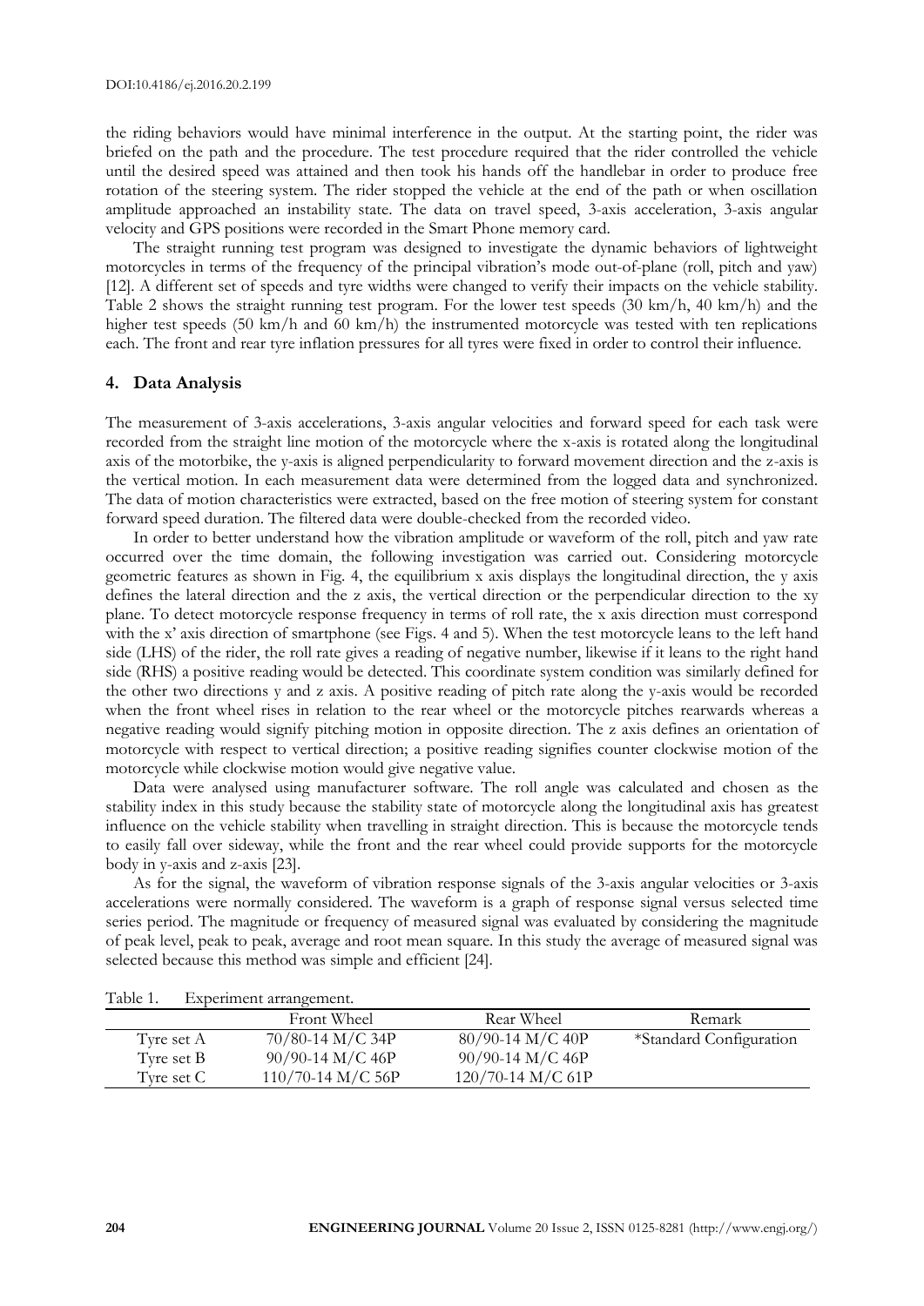the riding behaviors would have minimal interference in the output. At the starting point, the rider was briefed on the path and the procedure. The test procedure required that the rider controlled the vehicle until the desired speed was attained and then took his hands off the handlebar in order to produce free rotation of the steering system. The rider stopped the vehicle at the end of the path or when oscillation amplitude approached an instability state. The data on travel speed, 3-axis acceleration, 3-axis angular velocity and GPS positions were recorded in the Smart Phone memory card.

The straight running test program was designed to investigate the dynamic behaviors of lightweight motorcycles in terms of the frequency of the principal vibration's mode out-of-plane (roll, pitch and yaw) [12]. A different set of speeds and tyre widths were changed to verify their impacts on the vehicle stability. Table 2 shows the straight running test program. For the lower test speeds (30 km/h, 40 km/h) and the higher test speeds (50 km/h and 60 km/h) the instrumented motorcycle was tested with ten replications each. The front and rear tyre inflation pressures for all tyres were fixed in order to control their influence.

## 4. Data Analysis

The measurement of 3-axis accelerations, 3-axis angular velocities and forward speed for each task were recorded from the straight line motion of the motorcycle where the x-axis is rotated along the longitudinal axis of the motorbike, the y-axis is aligned perpendicularity to forward movement direction and the z-axis is the vertical motion. In each measurement data were determined from the logged data and synchronized. The data of motion characteristics were extracted, based on the free motion of steering system for constant forward speed duration. The filtered data were double-checked from the recorded video.

In order to better understand how the vibration amplitude or waveform of the roll, pitch and yaw rate occurred over the time domain, the following investigation was carried out. Considering motorcycle geometric features as shown in Fig. 4, the equilibrium x axis displays the longitudinal direction, the y axis defines the lateral direction and the z axis, the vertical direction or the perpendicular direction to the xy plane. To detect motorcycle response frequency in terms of roll rate, the x axis direction must correspond with the x' axis direction of smartphone (see Figs. 4 and 5). When the test motorcycle leans to the left hand side (LHS) of the rider, the roll rate gives a reading of negative number, likewise if it leans to the right hand side (RHS) a positive reading would be detected. This coordinate system condition was similarly defined for the other two directions y and z axis. A positive reading of pitch rate along the y-axis would be recorded when the front wheel rises in relation to the rear wheel or the motorcycle pitches rearwards whereas a negative reading would signify pitching motion in opposite direction. The z axis defines an orientation of motorcycle with respect to vertical direction; a positive reading signifies counter clockwise motion of the motorcycle while clockwise motion would give negative value.

Data were analysed using manufacturer software. The roll angle was calculated and chosen as the stability index in this study because the stability state of motorcycle along the longitudinal axis has greatest influence on the vehicle stability when travelling in straight direction. This is because the motorcycle tends to easily fall over sideway, while the front and the rear wheel could provide supports for the motorcycle body in y-axis and z-axis [23].

As for the signal, the waveform of vibration response signals of the 3-axis angular velocities or 3-axis accelerations were normally considered. The waveform is a graph of response signal versus selected time series period. The magnitude or frequency of measured signal was evaluated by considering the magnitude of peak level, peak to peak, average and root mean square. In this study the average of measured signal was selected because this method was simple and efficient [24].

Table 1. Experiment arrangement.

| | Front Wheel | Rear Wheel | Remark |
|---|---|---|---|
| Tyre set A | 70/80-14 M/C 34P | 80/90-14 M/C 40P | *Standard Configuration |
| Tyre set B | 90/90-14 M/C 46P | 90/90-14 M/C 46P | |
| Tyre set C | 110/70-14 M/C 56P | 120/70-14 M/C 61P | |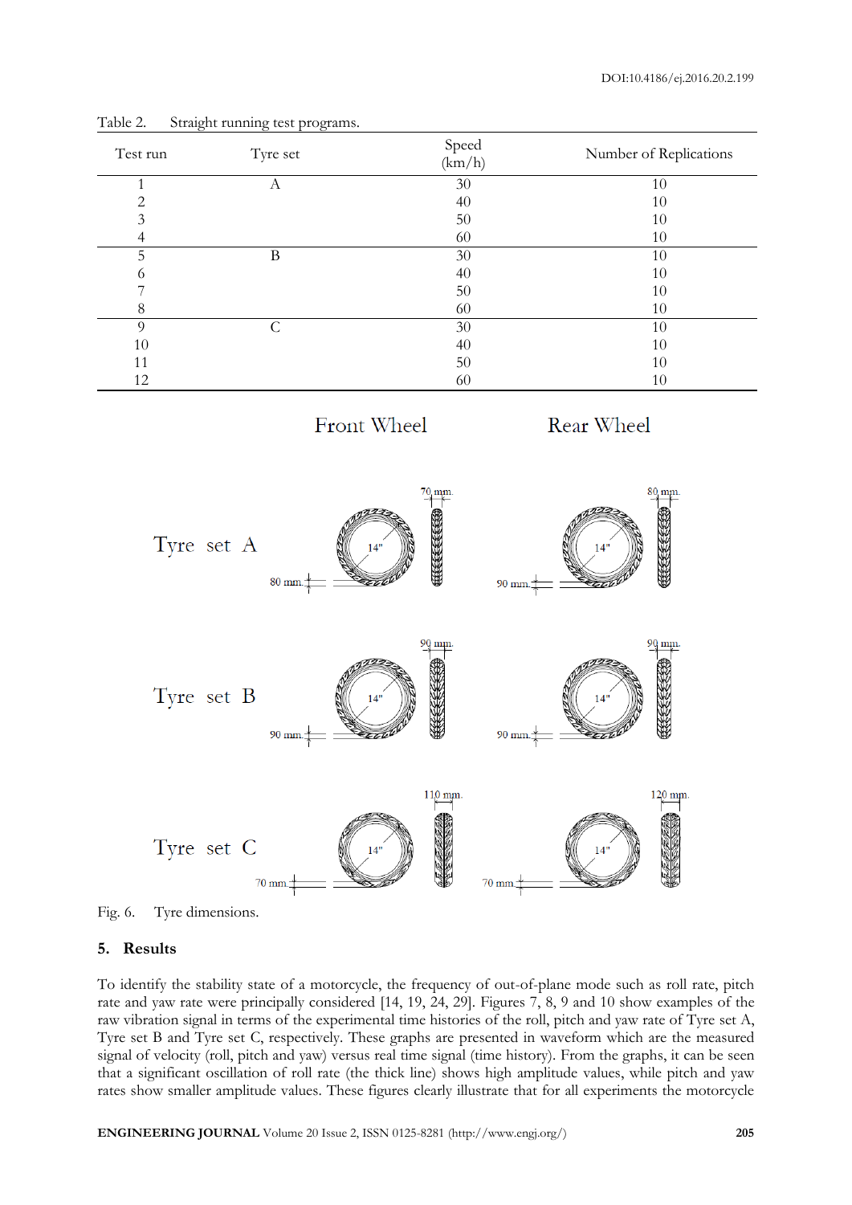Table 2. Straight running test programs.

| Test run | Tyre set | Speed (km/h) | Number of Replications |
|---|---|---|---|
| 1 | A | 30 | 10 |
| 2 | | 40 | 10 |
| 3 | | 50 | 10 |
| 4 | | 60 | 10 |
| 5 | B | 30 | 10 |
| 6 | | 40 | 10 |
| 7 | | 50 | 10 |
| 8 | | 60 | 10 |
| 9 | C | 30 | 10 |
| 10 | | 40 | 10 |
| 11 | | 50 | 10 |
| 12 | | 60 | 10 |

Fig. 6. Tyre dimensions.

## 5. Results

To identify the stability state of a motorcycle, the frequency of out-of-plane mode such as roll rate, pitch rate and yaw rate were principally considered [14, 19, 24, 29]. Figures 7, 8, 9 and 10 show examples of the raw vibration signal in terms of the experimental time histories of the roll, pitch and yaw rate of Tyre set A, Tyre set B and Tyre set C, respectively. These graphs are presented in waveform which are the measured signal of velocity (roll, pitch and yaw) versus real time signal (time history). From the graphs, it can be seen that a significant oscillation of roll rate (the thick line) shows high amplitude values, while pitch and yaw rates show smaller amplitude values. These figures clearly illustrate that for all experiments the motorcycle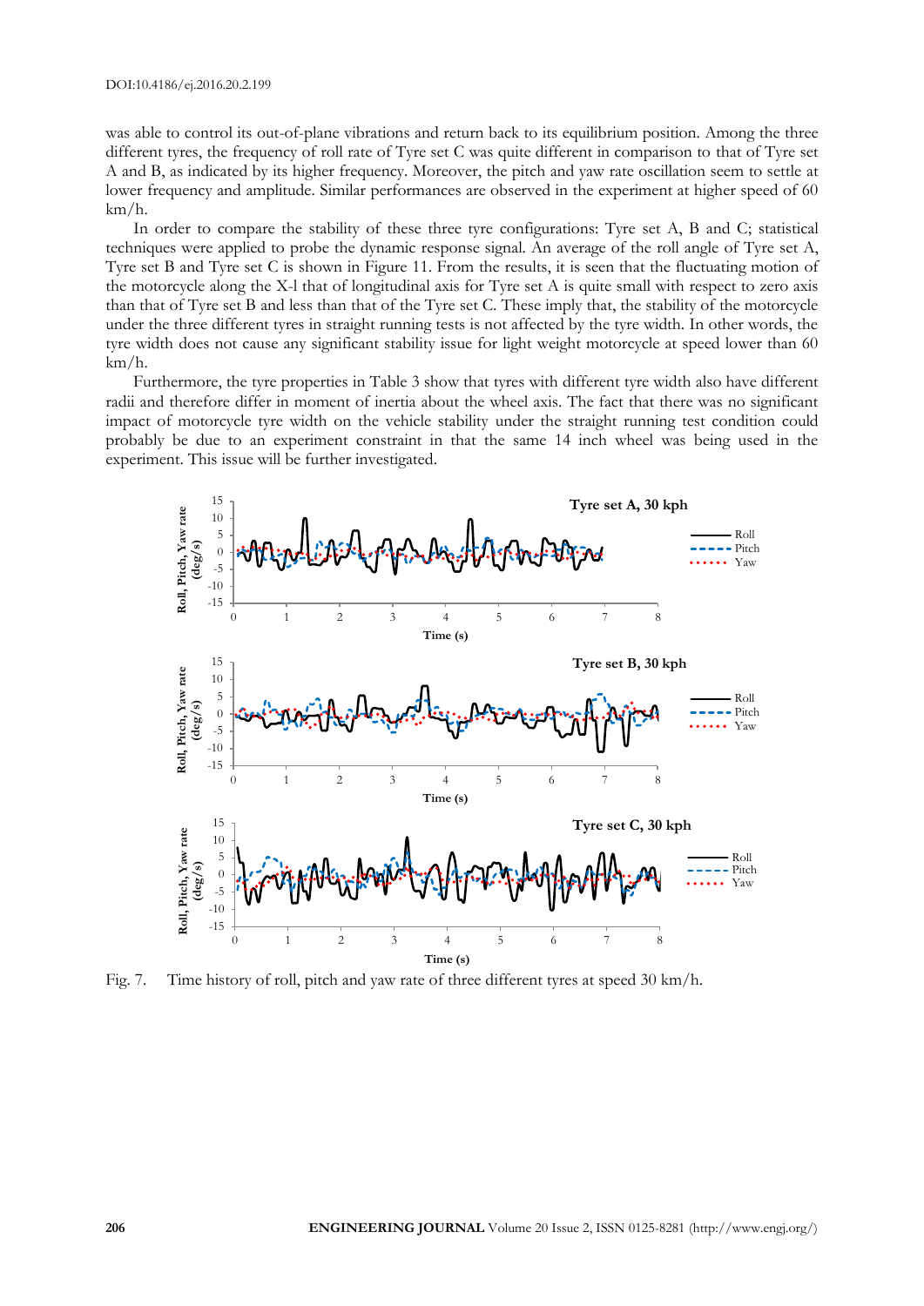was able to control its out-of-plane vibrations and return back to its equilibrium position. Among the three different tyres, the frequency of roll rate of Tyre set C was quite different in comparison to that of Tyre set A and B, as indicated by its higher frequency. Moreover, the pitch and yaw rate oscillation seem to settle at lower frequency and amplitude. Similar performances are observed in the experiment at higher speed of 60 km/h.

In order to compare the stability of these three tyre configurations: Tyre set A, B and C; statistical techniques were applied to probe the dynamic response signal. An average of the roll angle of Tyre set A, Tyre set B and Tyre set C is shown in Figure 11. From the results, it is seen that the fluctuating motion of the motorcycle along the X-l that of longitudinal axis for Tyre set A is quite small with respect to zero axis than that of Tyre set B and less than that of the Tyre set C. These imply that, the stability of the motorcycle under the three different tyres in straight running tests is not affected by the tyre width. In other words, the tyre width does not cause any significant stability issue for light weight motorcycle at speed lower than 60 km/h.

Furthermore, the tyre properties in Table 3 show that tyres with different tyre width also have different radii and therefore differ in moment of inertia about the wheel axis. The fact that there was no significant impact of motorcycle tyre width on the vehicle stability under the straight running test condition could probably be due to an experiment constraint in that the same 14 inch wheel was being used in the experiment. This issue will be further investigated.

Fig. 7. Time history of roll, pitch and yaw rate of three different tyres at speed 30 km/h.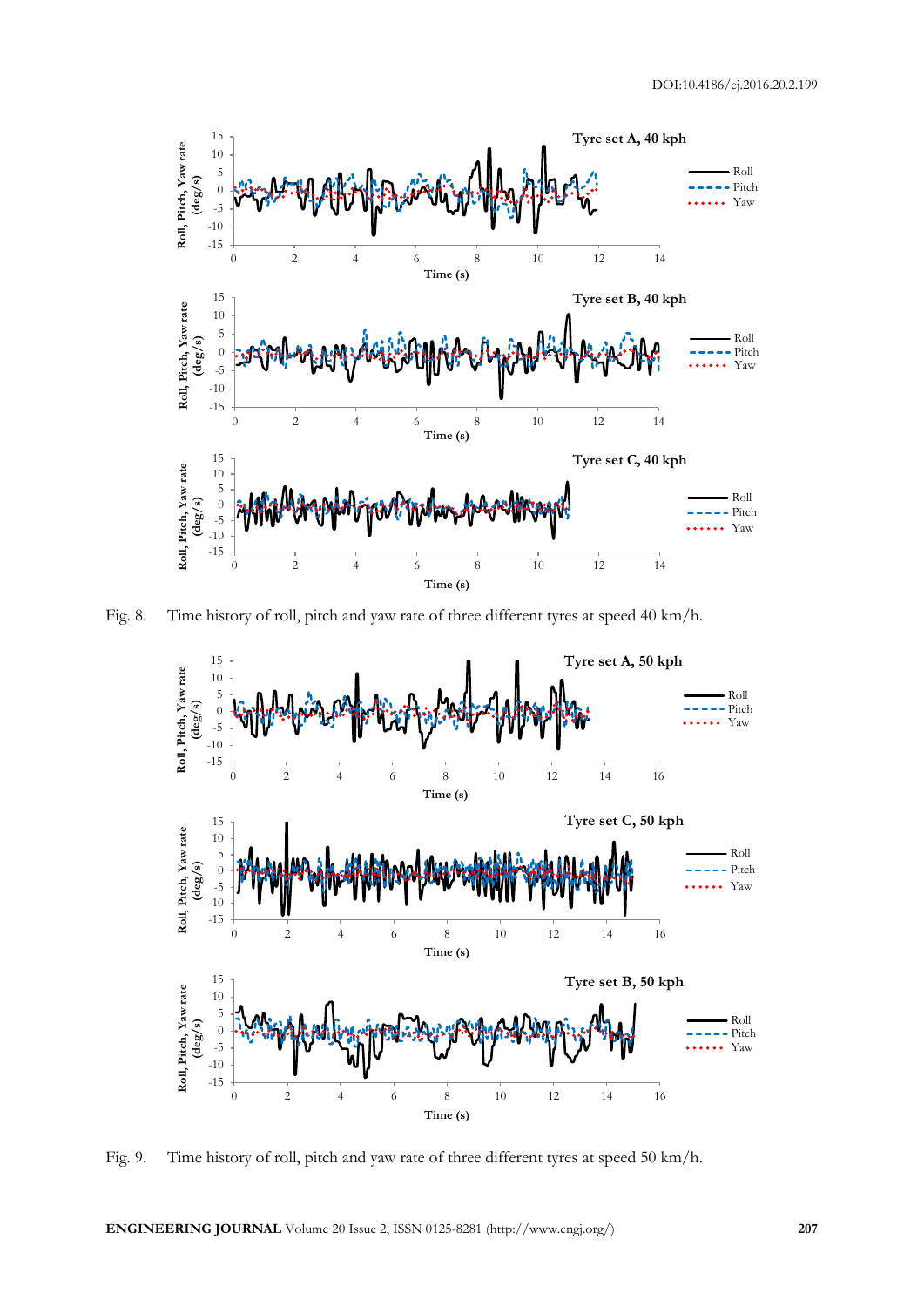Fig. 8. Time history of roll, pitch and yaw rate of three different tyres at speed 40 km/h.

Fig. 9. Time history of roll, pitch and yaw rate of three different tyres at speed 50 km/h.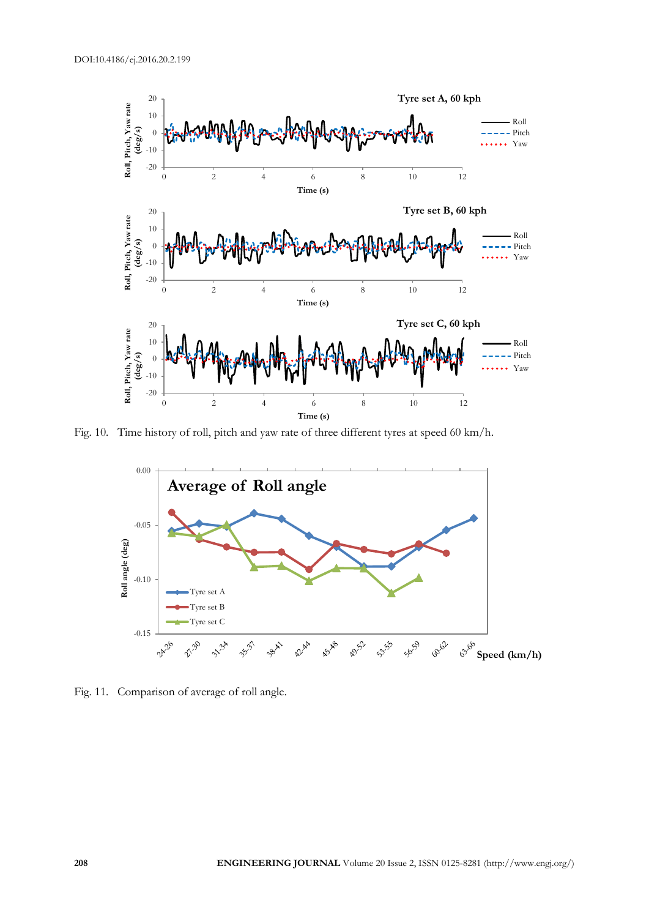Fig. 10. Time history of roll, pitch and yaw rate of three different tyres at speed 60 km/h.

Fig. 11. Comparison of average of roll angle.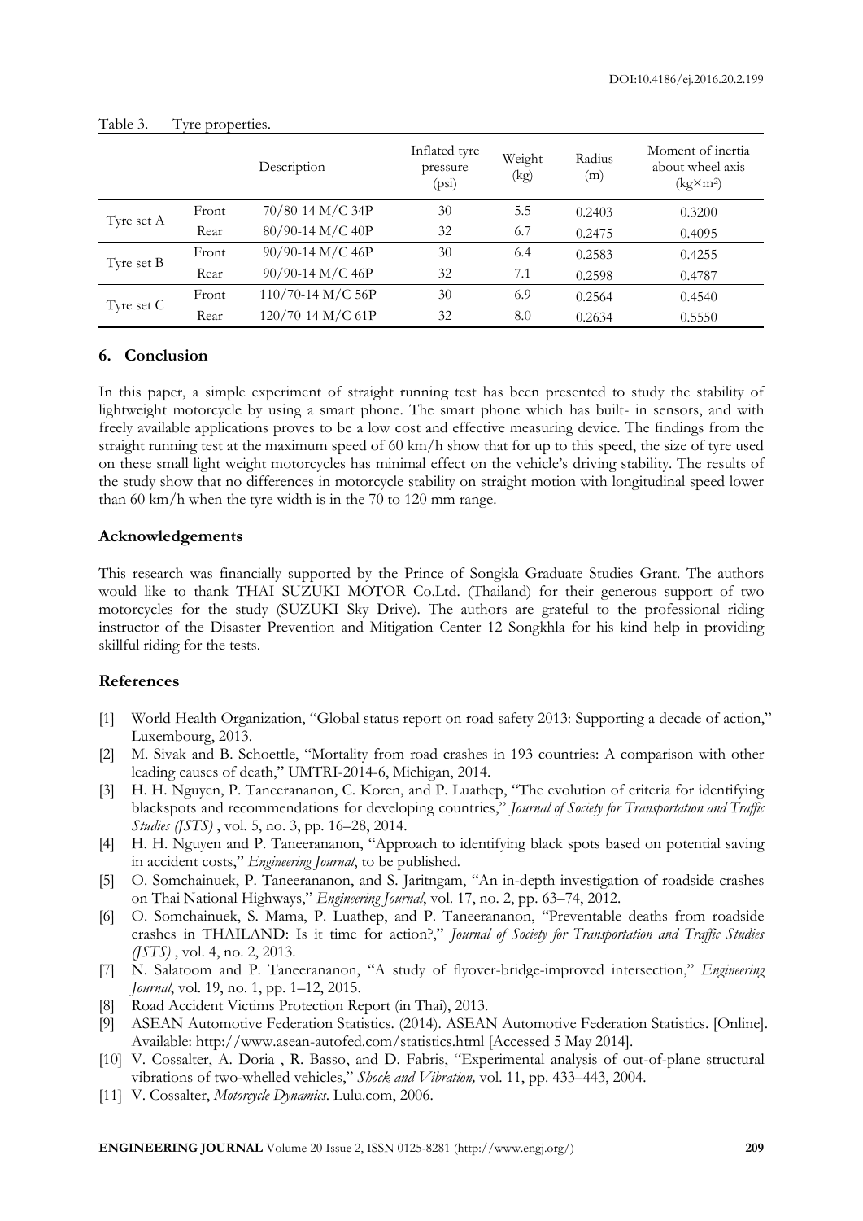Table 3. Tyre properties.

| | | Description | Inflated tyre pressure (psi) | Weight (kg) | Radius (m) | Moment of inertia about wheel axis (kg×m²) |
|---|---|---|---|---|---|---|
| Tyre set A | Front | 70/80-14 M/C 34P | 30 | 5.5 | 0.2403 | 0.3200 |
| | Rear | 80/90-14 M/C 40P | 32 | 6.7 | 0.2475 | 0.4095 |
| Tyre set B | Front | 90/90-14 M/C 46P | 30 | 6.4 | 0.2583 | 0.4255 |
| | Rear | 90/90-14 M/C 46P | 32 | 7.1 | 0.2598 | 0.4787 |
| Tyre set C | Front | 110/70-14 M/C 56P | 30 | 6.9 | 0.2564 | 0.4540 |
| | Rear | 120/70-14 M/C 61P | 32 | 8.0 | 0.2634 | 0.5550 |

## 6. Conclusion

In this paper, a simple experiment of straight running test has been presented to study the stability of lightweight motorcycle by using a smart phone. The smart phone which has built- in sensors, and with freely available applications proves to be a low cost and effective measuring device. The findings from the straight running test at the maximum speed of 60 km/h show that for up to this speed, the size of tyre used on these small light weight motorcycles has minimal effect on the vehicle's driving stability. The results of the study show that no differences in motorcycle stability on straight motion with longitudinal speed lower than 60 km/h when the tyre width is in the 70 to 120 mm range.

## Acknowledgements

This research was financially supported by the Prince of Songkla Graduate Studies Grant. The authors would like to thank THAI SUZUKI MOTOR Co.Ltd. (Thailand) for their generous support of two motorcycles for the study (SUZUKI Sky Drive). The authors are grateful to the professional riding instructor of the Disaster Prevention and Mitigation Center 12 Songkhla for his kind help in providing skillful riding for the tests.

## References

[1] World Health Organization, "Global status report on road safety 2013: Supporting a decade of action," Luxembourg, 2013.

[2] M. Sivak and B. Schoettle, "Mortality from road crashes in 193 countries: A comparison with other leading causes of death," UMTRI-2014-6, Michigan, 2014.

[3] H. H. Nguyen, P. Taneerananon, C. Koren, and P. Luathep, "The evolution of criteria for identifying blackspots and recommendations for developing countries," *Journal of Society for Transportation and Traffic Studies (JSTS)* , vol. 5, no. 3, pp. 16–28, 2014.

[4] H. H. Nguyen and P. Taneerananon, "Approach to identifying black spots based on potential saving in accident costs," *Engineering Journal*, to be published.

[5] O. Somchainuek, P. Taneerananon, and S. Jaritngam, "An in-depth investigation of roadside crashes on Thai National Highways," *Engineering Journal*, vol. 17, no. 2, pp. 63–74, 2012.

[6] O. Somchainuek, S. Mama, P. Luathep, and P. Taneerananon, "Preventable deaths from roadside crashes in THAILAND: Is it time for action?," *Journal of Society for Transportation and Traffic Studies (JSTS)* , vol. 4, no. 2, 2013.

[7] N. Salatoom and P. Taneerananon, "A study of flyover-bridge-improved intersection," *Engineering Journal*, vol. 19, no. 1, pp. 1–12, 2015.

[8] Road Accident Victims Protection Report (in Thai), 2013.

[9] ASEAN Automotive Federation Statistics. (2014). ASEAN Automotive Federation Statistics. [Online]. Available: http://www.asean-autofed.com/statistics.html [Accessed 5 May 2014].

[10] V. Cossalter, A. Doria , R. Basso, and D. Fabris, "Experimental analysis of out-of-plane structural vibrations of two-whelled vehicles," *Shock and Vibration,* vol. 11, pp. 433–443, 2004.

[11] V. Cossalter, *Motorcycle Dynamics*. Lulu.com, 2006.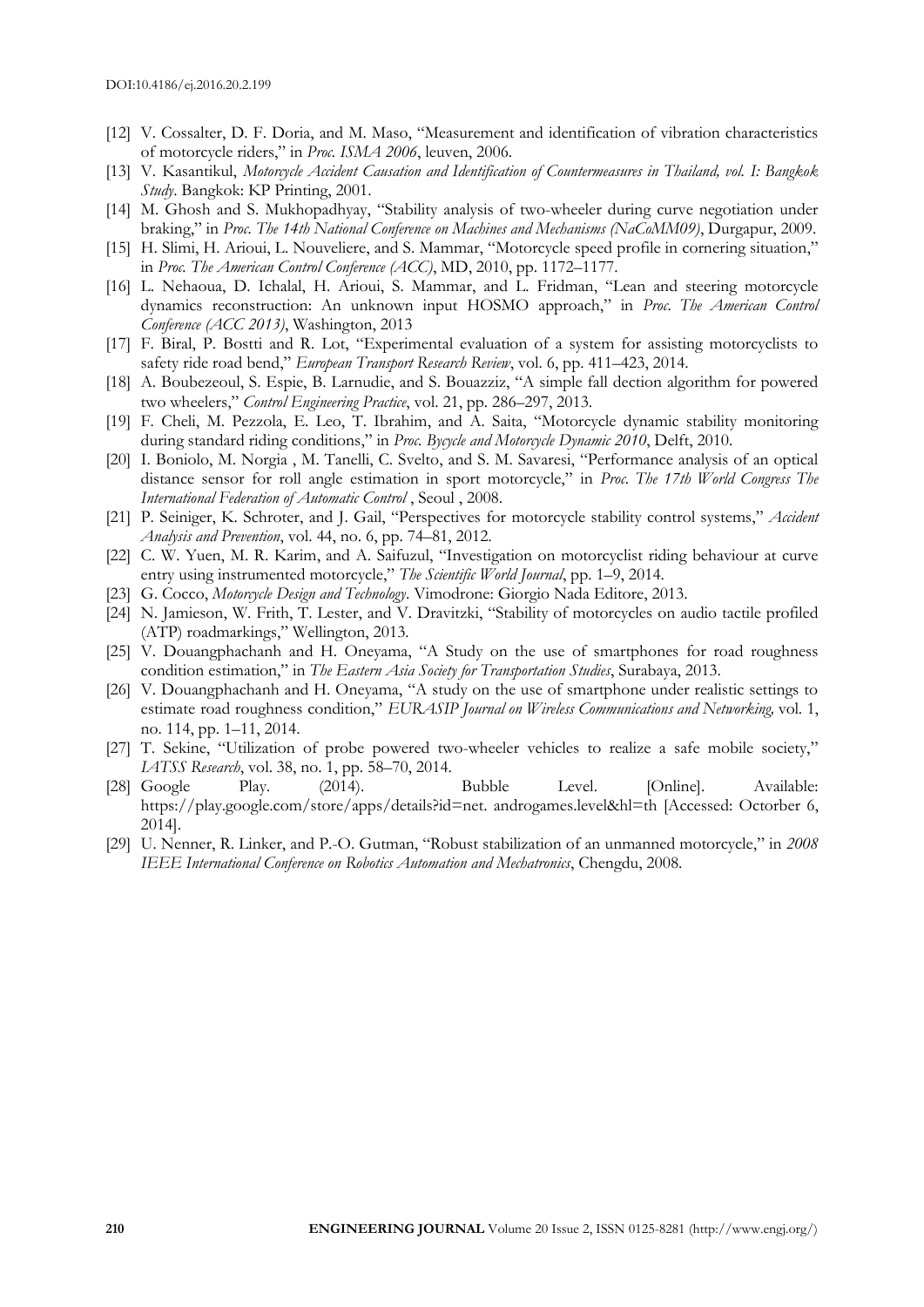[12] V. Cossalter, D. F. Doria, and M. Maso, "Measurement and identification of vibration characteristics of motorcycle riders," in *Proc. ISMA 2006*, leuven, 2006.

[13] V. Kasantikul, *Motorcycle Accident Causation and Identification of Countermeasures in Thailand, vol. I: Bangkok Study*. Bangkok: KP Printing, 2001.

[14] M. Ghosh and S. Mukhopadhyay, "Stability analysis of two-wheeler during curve negotiation under braking," in *Proc. The 14th National Conference on Machines and Mechanisms (NaCoMM09)*, Durgapur, 2009.

[15] H. Slimi, H. Arioui, L. Nouveliere, and S. Mammar, "Motorcycle speed profile in cornering situation," in *Proc. The American Control Conference (ACC)*, MD, 2010, pp. 1172–1177.

[16] L. Nehaoua, D. Ichalal, H. Arioui, S. Mammar, and L. Fridman, "Lean and steering motorcycle dynamics reconstruction: An unknown input HOSMO approach," in *Proc. The American Control Conference (ACC 2013)*, Washington, 2013

[17] F. Biral, P. Bostti and R. Lot, "Experimental evaluation of a system for assisting motorcyclists to safety ride road bend," *European Transport Research Review*, vol. 6, pp. 411–423, 2014.

[18] A. Boubezeoul, S. Espie, B. Larnudie, and S. Bouazziz, "A simple fall dection algorithm for powered two wheelers," *Control Engineering Practice*, vol. 21, pp. 286–297, 2013.

[19] F. Cheli, M. Pezzola, E. Leo, T. Ibrahim, and A. Saita, "Motorcycle dynamic stability monitoring during standard riding conditions," in *Proc. Bycycle and Motorcycle Dynamic 2010*, Delft, 2010.

[20] I. Boniolo, M. Norgia , M. Tanelli, C. Svelto, and S. M. Savaresi, "Performance analysis of an optical distance sensor for roll angle estimation in sport motorcycle," in *Proc. The 17th World Congress The International Federation of Automatic Control* , Seoul , 2008.

[21] P. Seiniger, K. Schroter, and J. Gail, "Perspectives for motorcycle stability control systems," *Accident Analysis and Prevention*, vol. 44, no. 6, pp. 74–81, 2012.

[22] C. W. Yuen, M. R. Karim, and A. Saifuzul, "Investigation on motorcyclist riding behaviour at curve entry using instrumented motorcycle," *The Scientific World Journal*, pp. 1–9, 2014.

[23] G. Cocco, *Motorcycle Design and Technology*. Vimodrone: Giorgio Nada Editore, 2013.

[24] N. Jamieson, W. Frith, T. Lester, and V. Dravitzki, "Stability of motorcycles on audio tactile profiled (ATP) roadmarkings," Wellington, 2013.

[25] V. Douangphachanh and H. Oneyama, "A Study on the use of smartphones for road roughness condition estimation," in *The Eastern Asia Society for Transportation Studies*, Surabaya, 2013.

[26] V. Douangphachanh and H. Oneyama, "A study on the use of smartphone under realistic settings to estimate road roughness condition," *EURASIP Journal on Wireless Communications and Networking,* vol. 1, no. 114, pp. 1–11, 2014.

[27] T. Sekine, "Utilization of probe powered two-wheeler vehicles to realize a safe mobile society," *IATSS Research*, vol. 38, no. 1, pp. 58–70, 2014.

[28] Google Play. (2014). Bubble Level. [Online]. Available: https://play.google.com/store/apps/details?id=net. androgames.level&hl=th [Accessed: Octorber 6, 2014].

[29] U. Nenner, R. Linker, and P.-O. Gutman, "Robust stabilization of an unmanned motorcycle," in *2008 IEEE International Conference on Robotics Automation and Mechatronics*, Chengdu, 2008.